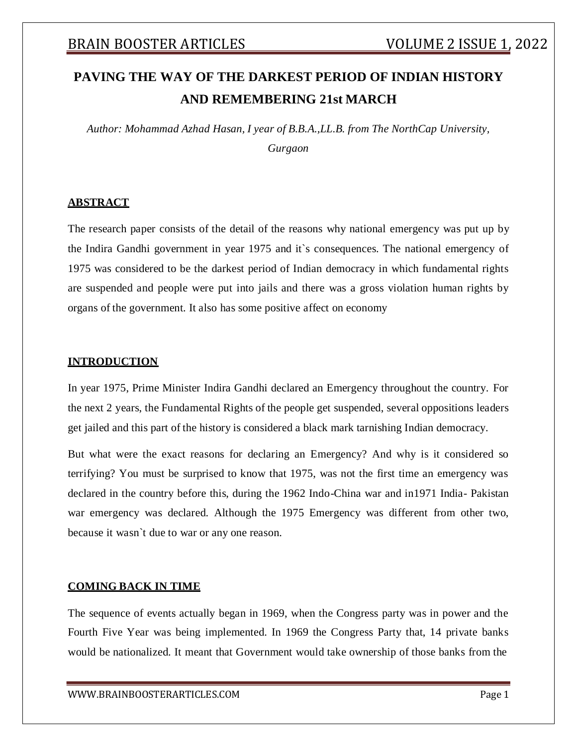# PAVING THE WAY OF THE DARKEST PERIOD OF INDIAN HISTORY AND REMEMBERING 21st MARCH

*Author: Mohammad Azhad Hasan, I year of B.B.A.,LL.B. from The NorthCap University, Gurgaon*

## ABSTRACT

The research paper consists of the detail of the reasons why national emergency was put up by the Indira Gandhi government in year 1975 and it`s consequences. The national emergency of 1975 was considered to be the darkest period of Indian democracy in which fundamental rights are suspended and people were put into jails and there was a gross violation human rights by organs of the government. It also has some positive affect on economy

## INTRODUCTION

In year 1975, Prime Minister Indira Gandhi declared an Emergency throughout the country. For the next 2 years, the Fundamental Rights of the people get suspended, several oppositions leaders get jailed and this part of the history is considered a black mark tarnishing Indian democracy.

But what were the exact reasons for declaring an Emergency? And why is it considered so terrifying? You must be surprised to know that 1975, was not the first time an emergency was declared in the country before this, during the 1962 Indo-China war and in1971 India- Pakistan war emergency was declared. Although the 1975 Emergency was different from other two, because it wasn`t due to war or any one reason.

## COMING BACK IN TIME

The sequence of events actually began in 1969, when the Congress party was in power and the Fourth Five Year was being implemented. In 1969 the Congress Party that, 14 private banks would be nationalized. It meant that Government would take ownership of those banks from the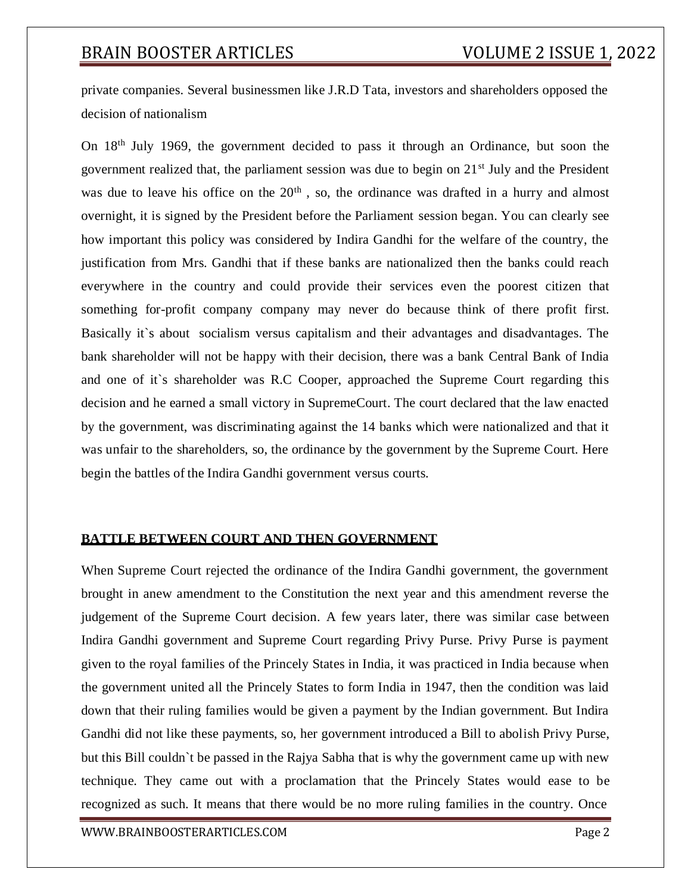private companies. Several businessmen like J.R.D Tata, investors and shareholders opposed the decision of nationalism

On 18th July 1969, the government decided to pass it through an Ordinance, but soon the government realized that, the parliament session was due to begin on 21st July and the President was due to leave his office on the 20th , so, the ordinance was drafted in a hurry and almost overnight, it is signed by the President before the Parliament session began. You can clearly see how important this policy was considered by Indira Gandhi for the welfare of the country, the justification from Mrs. Gandhi that if these banks are nationalized then the banks could reach everywhere in the country and could provide their services even the poorest citizen that something for-profit company company may never do because think of there profit first. Basically it`s about socialism versus capitalism and their advantages and disadvantages. The bank shareholder will not be happy with their decision, there was a bank Central Bank of India and one of it`s shareholder was R.C Cooper, approached the Supreme Court regarding this decision and he earned a small victory in SupremeCourt. The court declared that the law enacted by the government, was discriminating against the 14 banks which were nationalized and that it was unfair to the shareholders, so, the ordinance by the government by the Supreme Court. Here begin the battles of the Indira Gandhi government versus courts.

## BATTLE BETWEEN COURT AND THEN GOVERNMENT

When Supreme Court rejected the ordinance of the Indira Gandhi government, the government brought in anew amendment to the Constitution the next year and this amendment reverse the judgement of the Supreme Court decision. A few years later, there was similar case between Indira Gandhi government and Supreme Court regarding Privy Purse. Privy Purse is payment given to the royal families of the Princely States in India, it was practiced in India because when the government united all the Princely States to form India in 1947, then the condition was laid down that their ruling families would be given a payment by the Indian government. But Indira Gandhi did not like these payments, so, her government introduced a Bill to abolish Privy Purse, but this Bill couldn`t be passed in the Rajya Sabha that is why the government came up with new technique. They came out with a proclamation that the Princely States would ease to be recognized as such. It means that there would be no more ruling families in the country. Once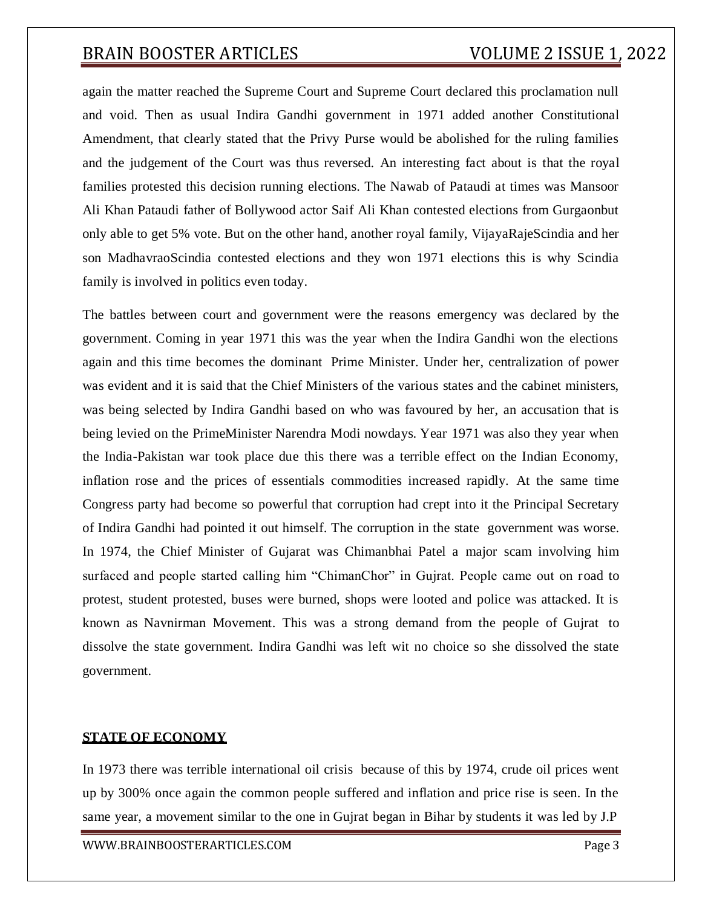again the matter reached the Supreme Court and Supreme Court declared this proclamation null and void. Then as usual Indira Gandhi government in 1971 added another Constitutional Amendment, that clearly stated that the Privy Purse would be abolished for the ruling families and the judgement of the Court was thus reversed. An interesting fact about is that the royal families protested this decision running elections. The Nawab of Pataudi at times was Mansoor Ali Khan Pataudi father of Bollywood actor Saif Ali Khan contested elections from Gurgaonbut only able to get 5% vote. But on the other hand, another royal family, VijayaRajeScindia and her son MadhavraoScindia contested elections and they won 1971 elections this is why Scindia family is involved in politics even today.

The battles between court and government were the reasons emergency was declared by the government. Coming in year 1971 this was the year when the Indira Gandhi won the elections again and this time becomes the dominant Prime Minister. Under her, centralization of power was evident and it is said that the Chief Ministers of the various states and the cabinet ministers, was being selected by Indira Gandhi based on who was favoured by her, an accusation that is being levied on the PrimeMinister Narendra Modi nowdays. Year 1971 was also they year when the India-Pakistan war took place due this there was a terrible effect on the Indian Economy, inflation rose and the prices of essentials commodities increased rapidly. At the same time Congress party had become so powerful that corruption had crept into it the Principal Secretary of Indira Gandhi had pointed it out himself. The corruption in the state government was worse. In 1974, the Chief Minister of Gujarat was Chimanbhai Patel a major scam involving him surfaced and people started calling him "ChimanChor" in Gujrat. People came out on road to protest, student protested, buses were burned, shops were looted and police was attacked. It is known as Navnirman Movement. This was a strong demand from the people of Gujrat to dissolve the state government. Indira Gandhi was left wit no choice so she dissolved the state government.

**STATE OF ECONOMY**

In 1973 there was terrible international oil crisis because of this by 1974, crude oil prices went up by 300% once again the common people suffered and inflation and price rise is seen. In the same year, a movement similar to the one in Gujrat began in Bihar by students it was led by J.P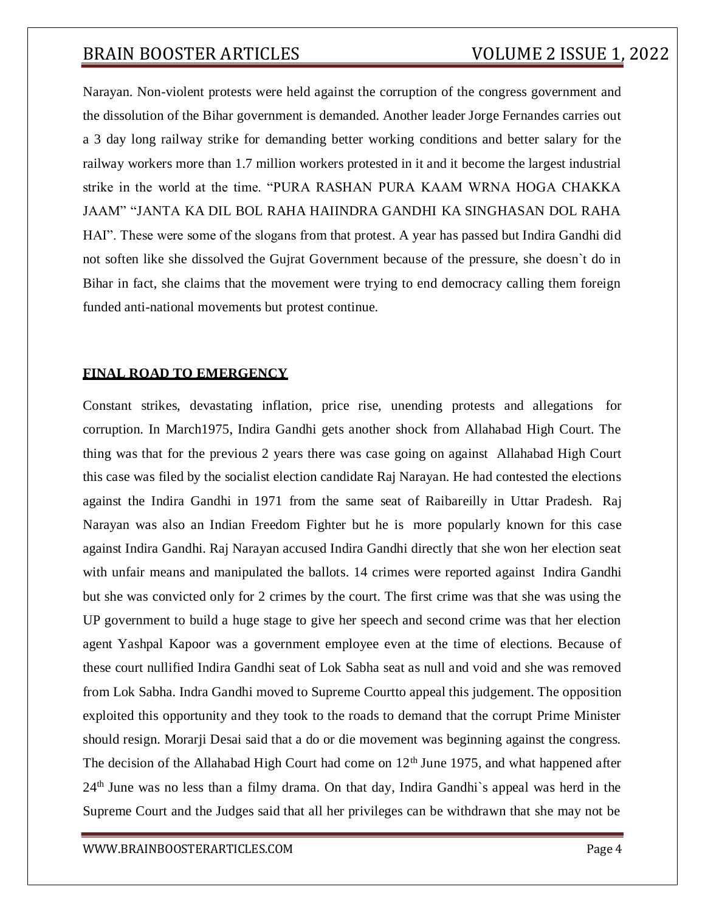Narayan. Non-violent protests were held against the corruption of the congress government and the dissolution of the Bihar government is demanded. Another leader Jorge Fernandes carries out a 3 day long railway strike for demanding better working conditions and better salary for the railway workers more than 1.7 million workers protested in it and it become the largest industrial strike in the world at the time. "PURA RASHAN PURA KAAM WRNA HOGA CHAKKA JAAM" "JANTA KA DIL BOL RAHA HAIINDRA GANDHI KA SINGHASAN DOL RAHA HAI". These were some of the slogans from that protest. A year has passed but Indira Gandhi did not soften like she dissolved the Gujrat Government because of the pressure, she doesn`t do in Bihar in fact, she claims that the movement were trying to end democracy calling them foreign funded anti-national movements but protest continue.

## FINAL ROAD TO EMERGENCY

Constant strikes, devastating inflation, price rise, unending protests and allegations for corruption. In March1975, Indira Gandhi gets another shock from Allahabad High Court. The thing was that for the previous 2 years there was case going on against Allahabad High Court this case was filed by the socialist election candidate Raj Narayan. He had contested the elections against the Indira Gandhi in 1971 from the same seat of Raibareilly in Uttar Pradesh. Raj Narayan was also an Indian Freedom Fighter but he is more popularly known for this case against Indira Gandhi. Raj Narayan accused Indira Gandhi directly that she won her election seat with unfair means and manipulated the ballots. 14 crimes were reported against Indira Gandhi but she was convicted only for 2 crimes by the court. The first crime was that she was using the UP government to build a huge stage to give her speech and second crime was that her election agent Yashpal Kapoor was a government employee even at the time of elections. Because of these court nullified Indira Gandhi seat of Lok Sabha seat as null and void and she was removed from Lok Sabha. Indra Gandhi moved to Supreme Courtto appeal this judgement. The opposition exploited this opportunity and they took to the roads to demand that the corrupt Prime Minister should resign. Morarji Desai said that a do or die movement was beginning against the congress. The decision of the Allahabad High Court had come on 12th June 1975, and what happened after 24th June was no less than a filmy drama. On that day, Indira Gandhi`s appeal was herd in the Supreme Court and the Judges said that all her privileges can be withdrawn that she may not be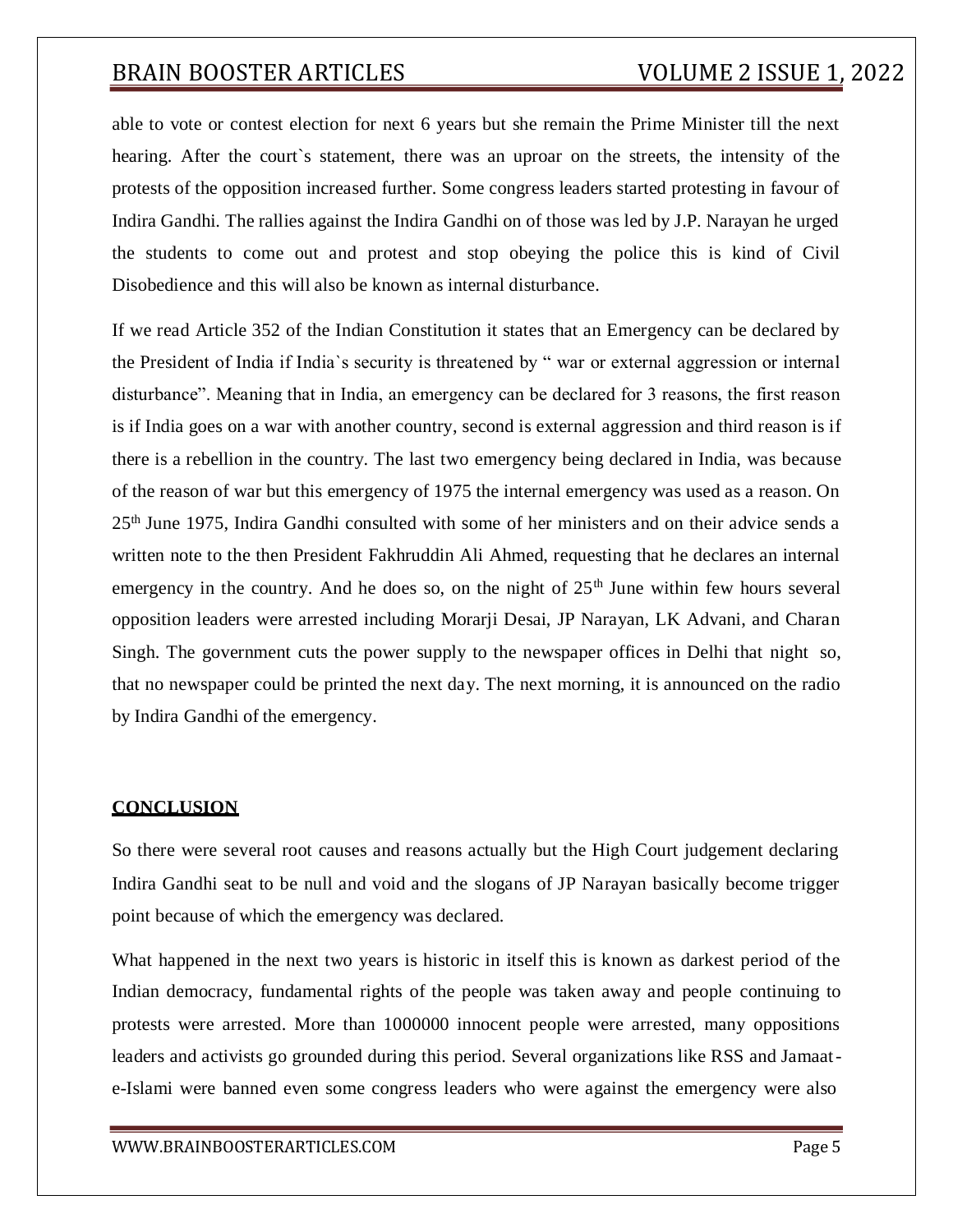able to vote or contest election for next 6 years but she remain the Prime Minister till the next hearing. After the court`s statement, there was an uproar on the streets, the intensity of the protests of the opposition increased further. Some congress leaders started protesting in favour of Indira Gandhi. The rallies against the Indira Gandhi on of those was led by J.P. Narayan he urged the students to come out and protest and stop obeying the police this is kind of Civil Disobedience and this will also be known as internal disturbance.

If we read Article 352 of the Indian Constitution it states that an Emergency can be declared by the President of India if India`s security is threatened by " war or external aggression or internal disturbance". Meaning that in India, an emergency can be declared for 3 reasons, the first reason is if India goes on a war with another country, second is external aggression and third reason is if there is a rebellion in the country. The last two emergency being declared in India, was because of the reason of war but this emergency of 1975 the internal emergency was used as a reason. On 25th June 1975, Indira Gandhi consulted with some of her ministers and on their advice sends a written note to the then President Fakhruddin Ali Ahmed, requesting that he declares an internal emergency in the country. And he does so, on the night of 25th June within few hours several opposition leaders were arrested including Morarji Desai, JP Narayan, LK Advani, and Charan Singh. The government cuts the power supply to the newspaper offices in Delhi that night so, that no newspaper could be printed the next day. The next morning, it is announced on the radio by Indira Gandhi of the emergency.

## CONCLUSION

So there were several root causes and reasons actually but the High Court judgement declaring Indira Gandhi seat to be null and void and the slogans of JP Narayan basically become trigger point because of which the emergency was declared.

What happened in the next two years is historic in itself this is known as darkest period of the Indian democracy, fundamental rights of the people was taken away and people continuing to protests were arrested. More than 1000000 innocent people were arrested, many oppositions leaders and activists go grounded during this period. Several organizations like RSS and Jamaat-e-Islami were banned even some congress leaders who were against the emergency were also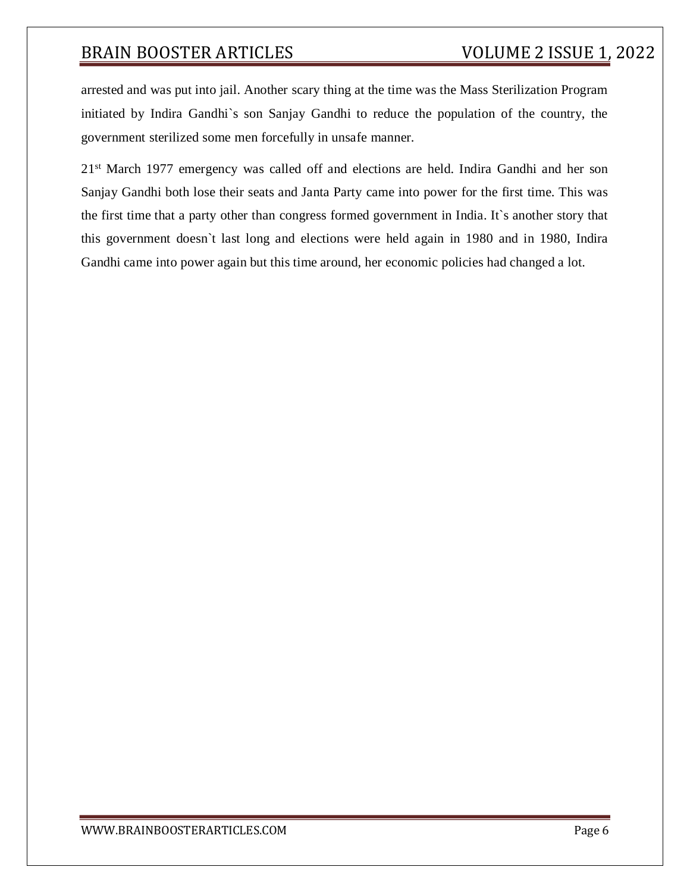arrested and was put into jail. Another scary thing at the time was the Mass Sterilization Program initiated by Indira Gandhi`s son Sanjay Gandhi to reduce the population of the country, the government sterilized some men forcefully in unsafe manner.

21st March 1977 emergency was called off and elections are held. Indira Gandhi and her son Sanjay Gandhi both lose their seats and Janta Party came into power for the first time. This was the first time that a party other than congress formed government in India. It`s another story that this government doesn`t last long and elections were held again in 1980 and in 1980, Indira Gandhi came into power again but this time around, her economic policies had changed a lot.